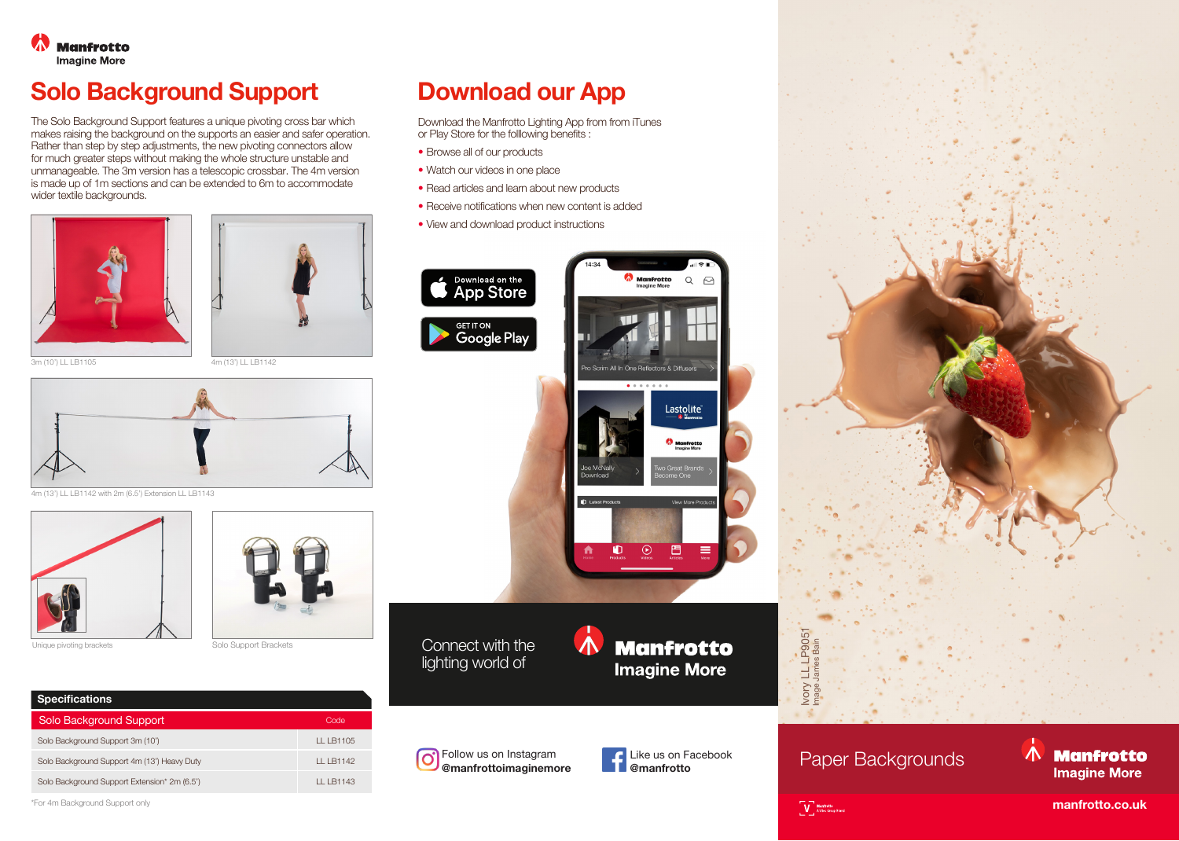Manfrotto
Imagine More

# Solo Background Support

The Solo Background Support features a unique pivoting cross bar which makes raising the background on the supports an easier and safer operation. Rather than step by step adjustments, the new pivoting connectors allow for much greater steps without making the whole structure unstable and unmanageable. The 3m version has a telescopic crossbar. The 4m version is made up of 1m sections and can be extended to 6m to accommodate wider textile backgrounds.

3m (10') LL LB1105

4m (13') LL LB1142

4m (13') LL LB1142 with 2m (6.5') Extension LL LB1143

Unique pivoting brackets

Solo Support Brackets

## Specifications

| Solo Background Support | Code |
|---|---|
| Solo Background Support 3m (10') | LL LB1105 |
| Solo Background Support 4m (13') Heavy Duty | LL LB1142 |
| Solo Background Support Extension* 2m (6.5') | LL LB1143 |

*For 4m Background Support only

# Download our App

Download the Manfrotto Lighting App from from iTunes or Play Store for the folllowing benefits :

- Browse all of our products
- Watch our videos in one place
- Read articles and learn about new products
- Receive notifications when new content is added
- View and download product instructions

Download on the App Store

GET IT ON Google Play

Connect with the lighting world of

Manfrotto Imagine More

Follow us on Instagram
**@manfrottoimaginemore**

Like us on Facebook
**@manfrotto**

Ivory LL LP9051
Image James Bain

Paper Backgrounds

Manfrotto Imagine More

manfrotto.co.uk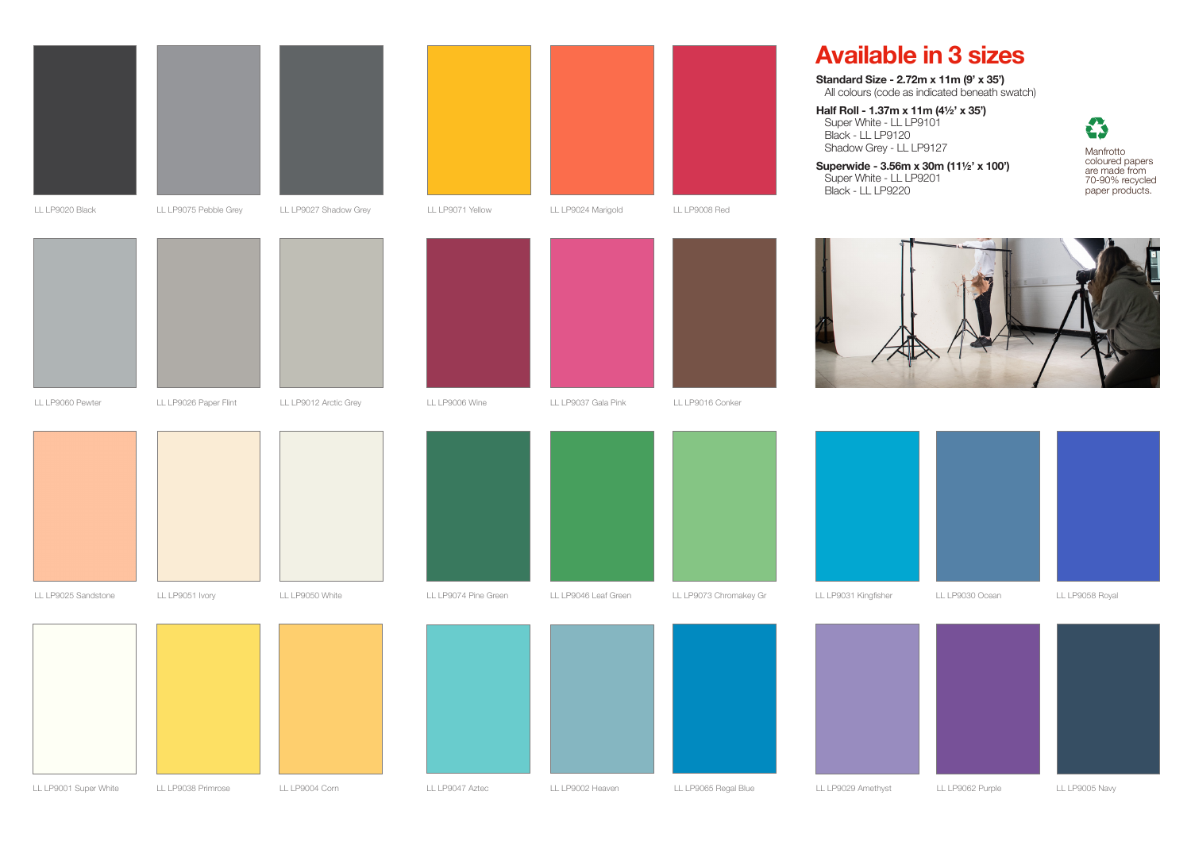LL LP9020 Black

LL LP9075 Pebble Grey

LL LP9027 Shadow Grey

LL LP9071 Yellow

LL LP9024 Marigold

LL LP9008 Red

## Available in 3 sizes

**Standard Size - 2.72m x 11m (9' x 35')**
All colours (code as indicated beneath swatch)

**Half Roll - 1.37m x 11m (4½' x 35')**
Super White - LL LP9101
Black - LL LP9120
Shadow Grey - LL LP9127

**Superwide - 3.56m x 30m (11½' x 100')**
Super White - LL LP9201
Black - LL LP9220

Manfrotto coloured papers are made from 70-90% recycled paper products.

LL LP9060 Pewter

LL LP9026 Paper Flint

LL LP9012 Arctic Grey

LL LP9006 Wine

LL LP9037 Gala Pink

LL LP9016 Conker

LL LP9025 Sandstone

LL LP9051 Ivory

LL LP9050 White

LL LP9074 Pine Green

LL LP9046 Leaf Green

LL LP9073 Chromakey Gr

LL LP9031 Kingfisher

LL LP9030 Ocean

LL LP9058 Royal

LL LP9001 Super White

LL LP9038 Primrose

LL LP9004 Corn

LL LP9047 Aztec

LL LP9002 Heaven

LL LP9065 Regal Blue

LL LP9029 Amethyst

LL LP9062 Purple

LL LP9005 Navy